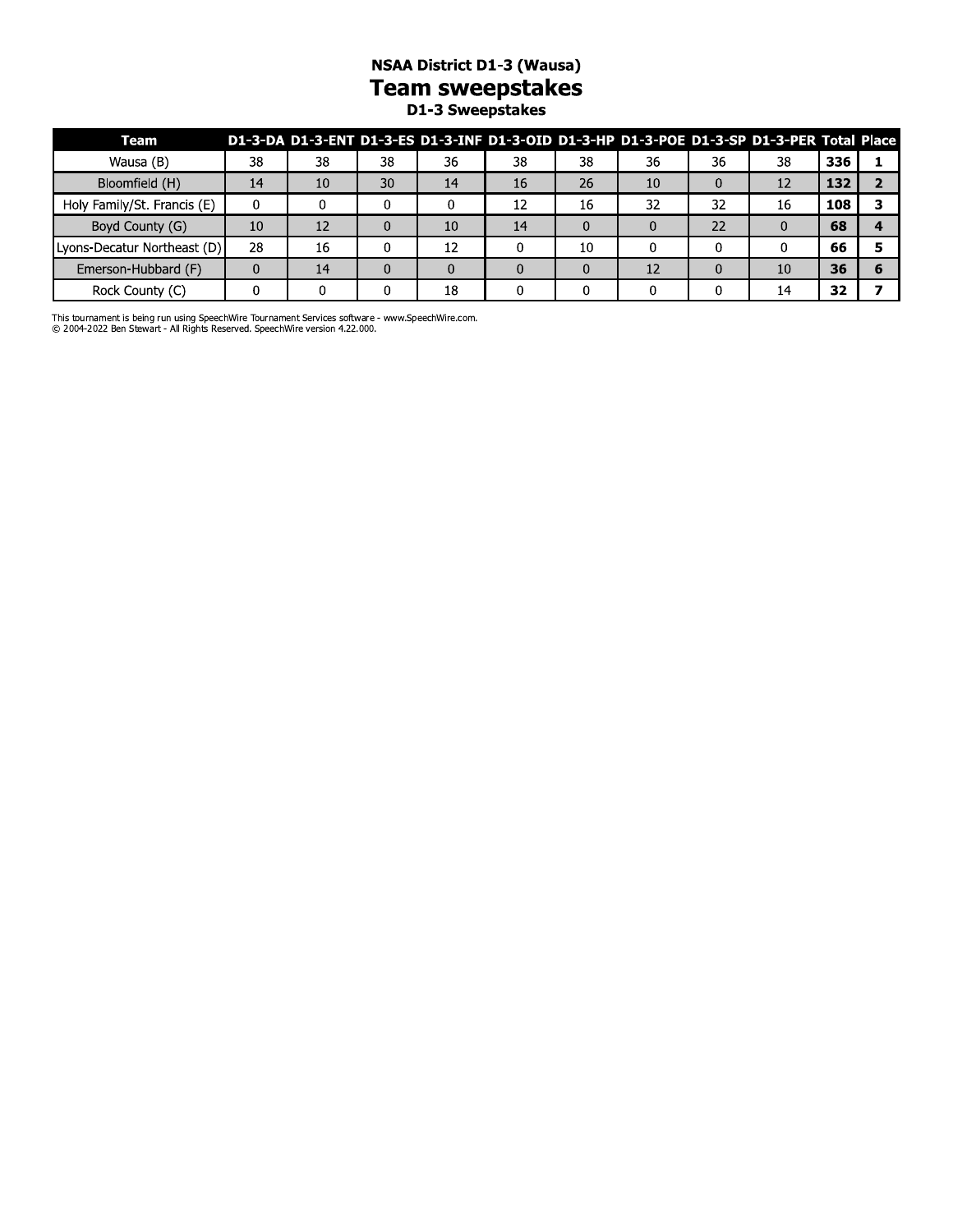## NSAA District D1-3 (Wausa)

# Team sweepstakes

### D1-3 Sweepstakes

| Team | D1-3-DA | D1-3-ENT | D1-3-ES | D1-3-INF | D1-3-OID | D1-3-HP | D1-3-POE | D1-3-SP | D1-3-PER | Total | Place |
|---|---|---|---|---|---|---|---|---|---|---|---|
| Wausa (B) | 38 | 38 | 38 | 36 | 38 | 38 | 36 | 36 | 38 | **336** | **1** |
| Bloomfield (H) | 14 | 10 | 30 | 14 | 16 | 26 | 10 | 0 | 12 | **132** | **2** |
| Holy Family/St. Francis (E) | 0 | 0 | 0 | 0 | 12 | 16 | 32 | 32 | 16 | **108** | **3** |
| Boyd County (G) | 10 | 12 | 0 | 10 | 14 | 0 | 0 | 22 | 0 | **68** | **4** |
| Lyons-Decatur Northeast (D) | 28 | 16 | 0 | 12 | 0 | 10 | 0 | 0 | 0 | **66** | **5** |
| Emerson-Hubbard (F) | 0 | 14 | 0 | 0 | 0 | 0 | 12 | 0 | 10 | **36** | **6** |
| Rock County (C) | 0 | 0 | 0 | 18 | 0 | 0 | 0 | 0 | 14 | **32** | **7** |

This tournament is being run using SpeechWire Tournament Services software - www.SpeechWire.com.
© 2004-2022 Ben Stewart - All Rights Reserved. SpeechWire version 4.22.000.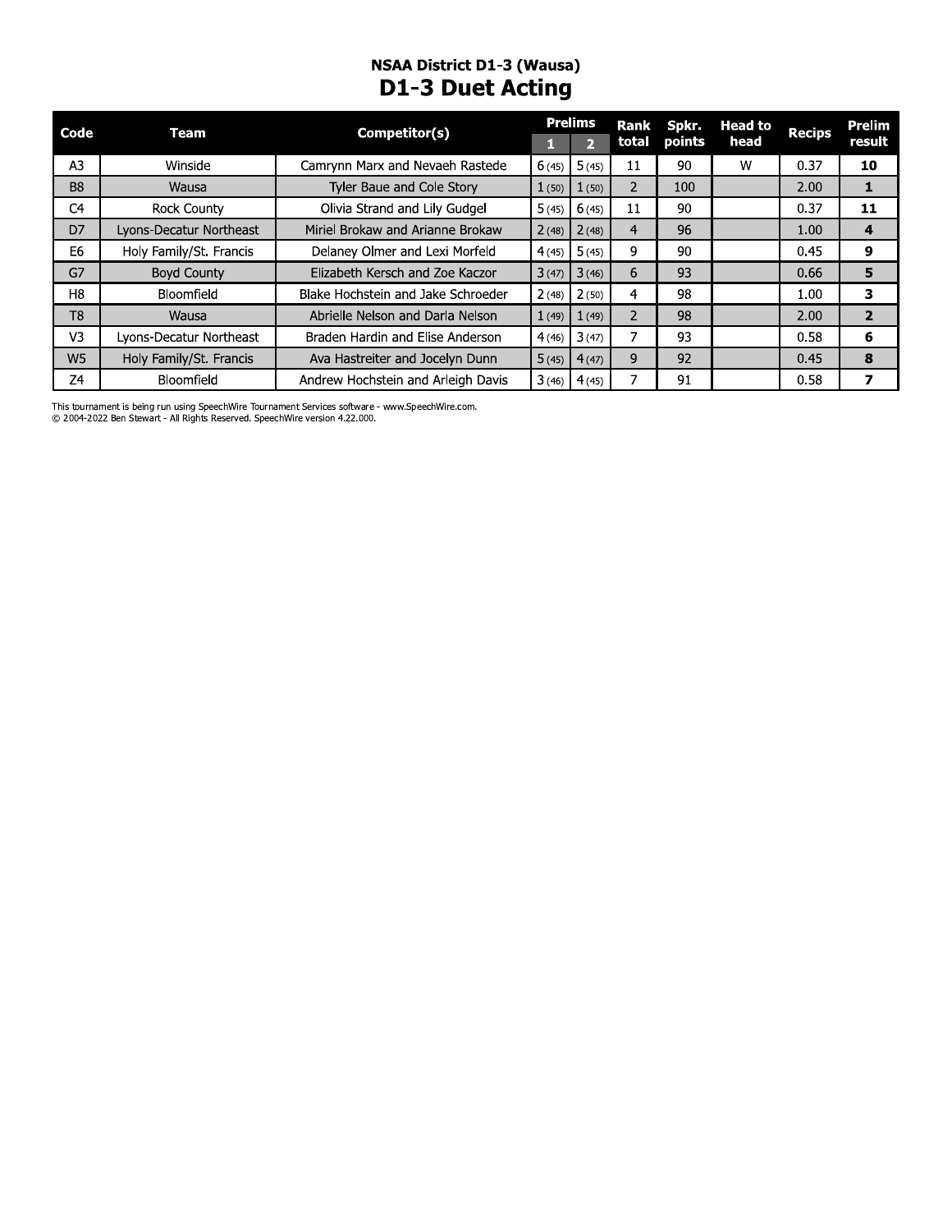## NSAA District D1-3 (Wausa)

# D1-3 Duet Acting

| Code | Team | Competitor(s) | Prelims | | Rank total | Spkr. points | Head to head | Recips | Prelim result |
|---|---|---|---|---|---|---|---|---|---|
| | | | 1 | 2 | | | | | |
| A3 | Winside | Camrynn Marx and Nevaeh Rastede | 6 (45) | 5 (45) | 11 | 90 | W | 0.37 | **10** |
| B8 | Wausa | Tyler Baue and Cole Story | 1 (50) | 1 (50) | 2 | 100 | | 2.00 | **1** |
| C4 | Rock County | Olivia Strand and Lily Gudgel | 5 (45) | 6 (45) | 11 | 90 | | 0.37 | **11** |
| D7 | Lyons-Decatur Northeast | Miriel Brokaw and Arianne Brokaw | 2 (48) | 2 (48) | 4 | 96 | | 1.00 | **4** |
| E6 | Holy Family/St. Francis | Delaney Olmer and Lexi Morfeld | 4 (45) | 5 (45) | 9 | 90 | | 0.45 | **9** |
| G7 | Boyd County | Elizabeth Kersch and Zoe Kaczor | 3 (47) | 3 (46) | 6 | 93 | | 0.66 | **5** |
| H8 | Bloomfield | Blake Hochstein and Jake Schroeder | 2 (48) | 2 (50) | 4 | 98 | | 1.00 | **3** |
| T8 | Wausa | Abrielle Nelson and Darla Nelson | 1 (49) | 1 (49) | 2 | 98 | | 2.00 | **2** |
| V3 | Lyons-Decatur Northeast | Braden Hardin and Elise Anderson | 4 (46) | 3 (47) | 7 | 93 | | 0.58 | **6** |
| W5 | Holy Family/St. Francis | Ava Hastreiter and Jocelyn Dunn | 5 (45) | 4 (47) | 9 | 92 | | 0.45 | **8** |
| Z4 | Bloomfield | Andrew Hochstein and Arleigh Davis | 3 (46) | 4 (45) | 7 | 91 | | 0.58 | **7** |

This tournament is being run using SpeechWire Tournament Services software - www.SpeechWire.com.
© 2004-2022 Ben Stewart - All Rights Reserved. SpeechWire version 4.22.000.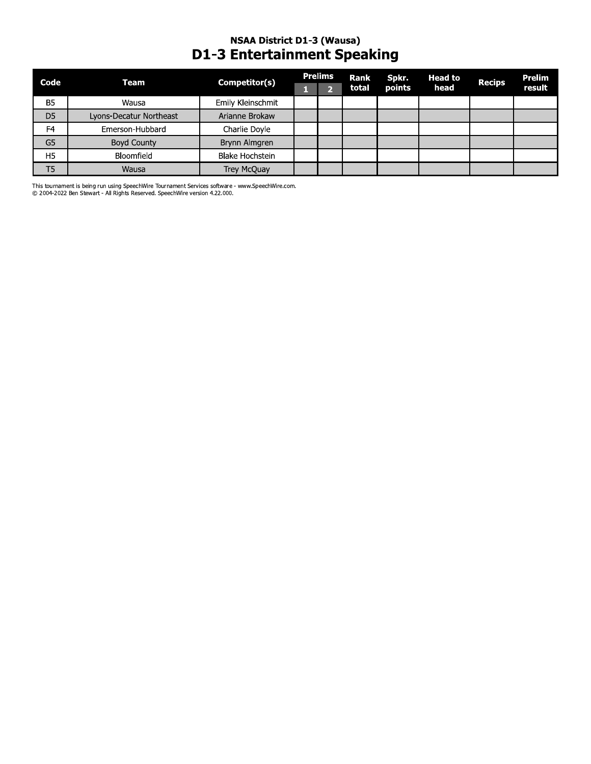## NSAA District D1-3 (Wausa)

# D1-3 Entertainment Speaking

| Code | Team | Competitor(s) | Prelims | | Rank total | Spkr. points | Head to head | Recips | Prelim result |
|---|---|---|---|---|---|---|---|---|---|
| | | | 1 | 2 | | | | | |
| B5 | Wausa | Emily Kleinschmit | | | | | | | |
| D5 | Lyons-Decatur Northeast | Arianne Brokaw | | | | | | | |
| F4 | Emerson-Hubbard | Charlie Doyle | | | | | | | |
| G5 | Boyd County | Brynn Almgren | | | | | | | |
| H5 | Bloomfield | Blake Hochstein | | | | | | | |
| T5 | Wausa | Trey McQuay | | | | | | | |

This tournament is being run using SpeechWire Tournament Services software - www.SpeechWire.com.
© 2004-2022 Ben Stewart - All Rights Reserved. SpeechWire version 4.22.000.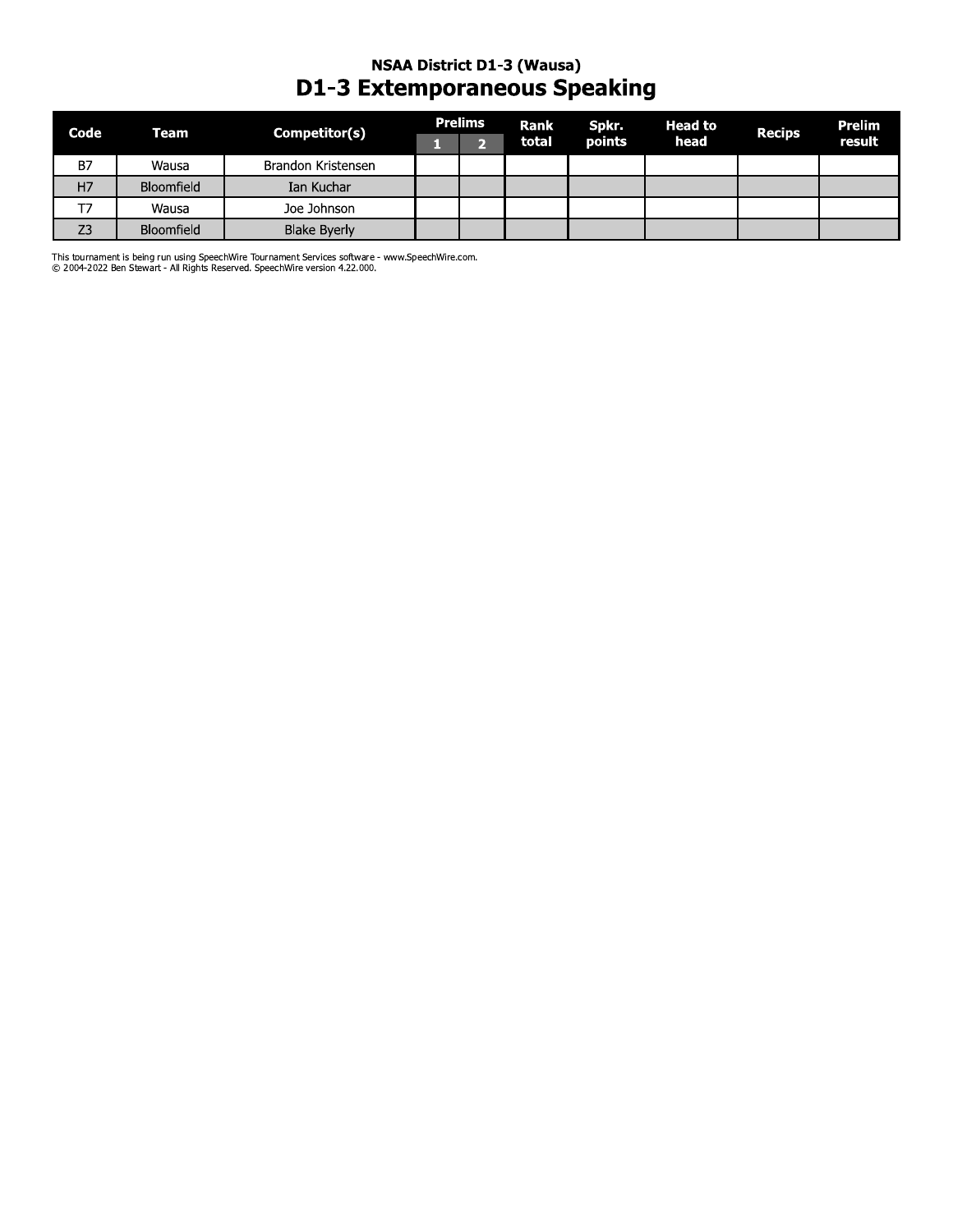### NSAA District D1-3 (Wausa)

## D1-3 Extemporaneous Speaking

| Code | Team | Competitor(s) | Prelims | | Rank total | Spkr. points | Head to head | Recips | Prelim result |
|---|---|---|---|---|---|---|---|---|---|
| | | | 1 | 2 | | | | | |
| B7 | Wausa | Brandon Kristensen | | | | | | | |
| H7 | Bloomfield | Ian Kuchar | | | | | | | |
| T7 | Wausa | Joe Johnson | | | | | | | |
| Z3 | Bloomfield | Blake Byerly | | | | | | | |

This tournament is being run using SpeechWire Tournament Services software - www.SpeechWire.com.
© 2004-2022 Ben Stewart - All Rights Reserved. SpeechWire version 4.22.000.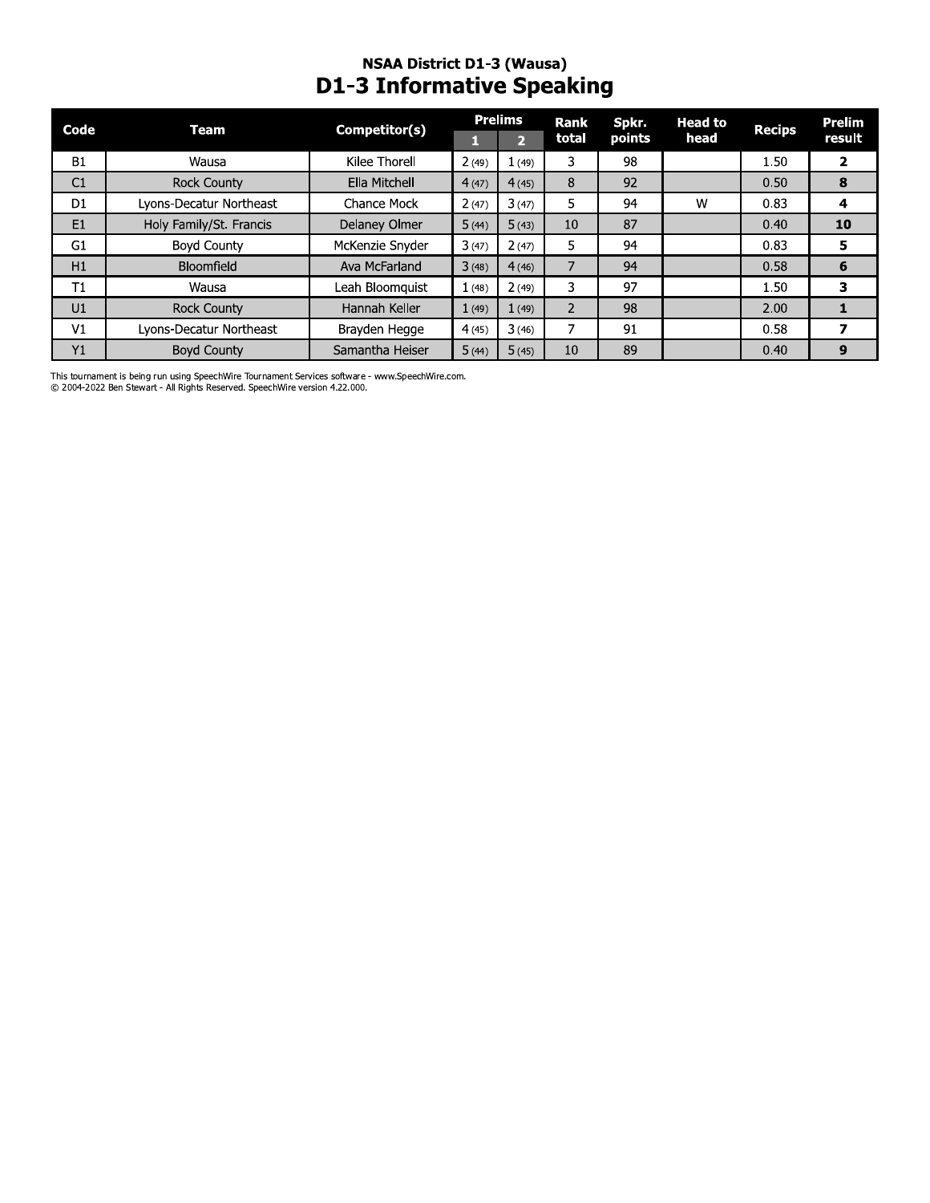### NSAA District D1-3 (Wausa)

## D1-3 Informative Speaking

| Code | Team | Competitor(s) | Prelims | | Rank total | Spkr. points | Head to head | Recips | Prelim result |
|---|---|---|---|---|---|---|---|---|---|
| | | | 1 | 2 | | | | | |
| B1 | Wausa | Kilee Thorell | 2 (49) | 1 (49) | 3 | 98 | | 1.50 | **2** |
| C1 | Rock County | Ella Mitchell | 4 (47) | 4 (45) | 8 | 92 | | 0.50 | **8** |
| D1 | Lyons-Decatur Northeast | Chance Mock | 2 (47) | 3 (47) | 5 | 94 | W | 0.83 | **4** |
| E1 | Holy Family/St. Francis | Delaney Olmer | 5 (44) | 5 (43) | 10 | 87 | | 0.40 | **10** |
| G1 | Boyd County | McKenzie Snyder | 3 (47) | 2 (47) | 5 | 94 | | 0.83 | **5** |
| H1 | Bloomfield | Ava McFarland | 3 (48) | 4 (46) | 7 | 94 | | 0.58 | **6** |
| T1 | Wausa | Leah Bloomquist | 1 (48) | 2 (49) | 3 | 97 | | 1.50 | **3** |
| U1 | Rock County | Hannah Keller | 1 (49) | 1 (49) | 2 | 98 | | 2.00 | **1** |
| V1 | Lyons-Decatur Northeast | Brayden Hegge | 4 (45) | 3 (46) | 7 | 91 | | 0.58 | **7** |
| Y1 | Boyd County | Samantha Heiser | 5 (44) | 5 (45) | 10 | 89 | | 0.40 | **9** |

This tournament is being run using SpeechWire Tournament Services software - www.SpeechWire.com.
© 2004-2022 Ben Stewart - All Rights Reserved. SpeechWire version 4.22.000.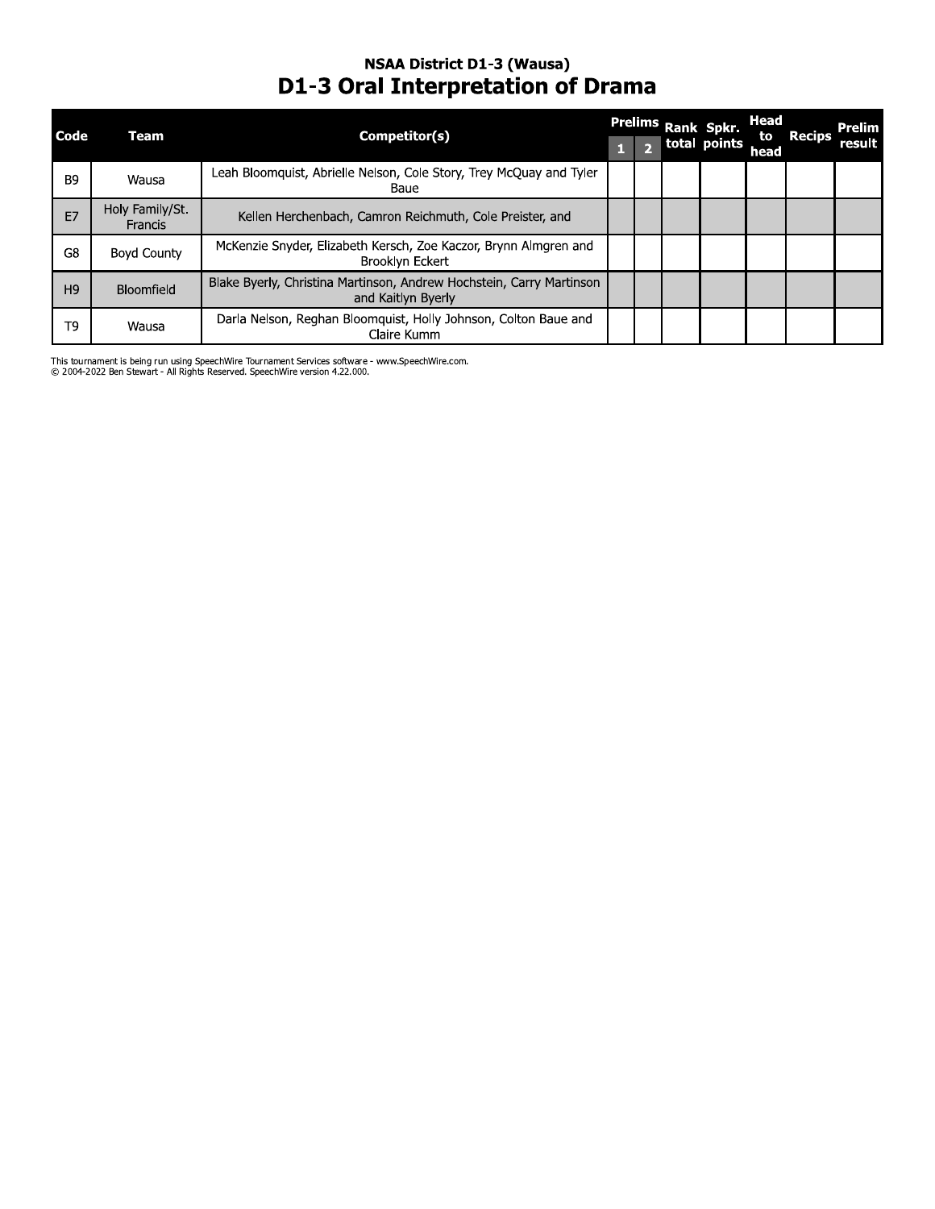## NSAA District D1-3 (Wausa)

# D1-3 Oral Interpretation of Drama

| Code | Team | Competitor(s) | Prelims | | Rank total | Spkr. points | Head to head | Recips | Prelim result |
|---|---|---|---|---|---|---|---|---|---|
| | | | 1 | 2 | | | | | |
| B9 | Wausa | Leah Bloomquist, Abrielle Nelson, Cole Story, Trey McQuay and Tyler Baue | | | | | | | |
| E7 | Holy Family/St. Francis | Kellen Herchenbach, Camron Reichmuth, Cole Preister, and | | | | | | | |
| G8 | Boyd County | McKenzie Snyder, Elizabeth Kersch, Zoe Kaczor, Brynn Almgren and Brooklyn Eckert | | | | | | | |
| H9 | Bloomfield | Blake Byerly, Christina Martinson, Andrew Hochstein, Carry Martinson and Kaitlyn Byerly | | | | | | | |
| T9 | Wausa | Darla Nelson, Reghan Bloomquist, Holly Johnson, Colton Baue and Claire Kumm | | | | | | | |

This tournament is being run using SpeechWire Tournament Services software - www.SpeechWire.com.
© 2004-2022 Ben Stewart - All Rights Reserved. SpeechWire version 4.22.000.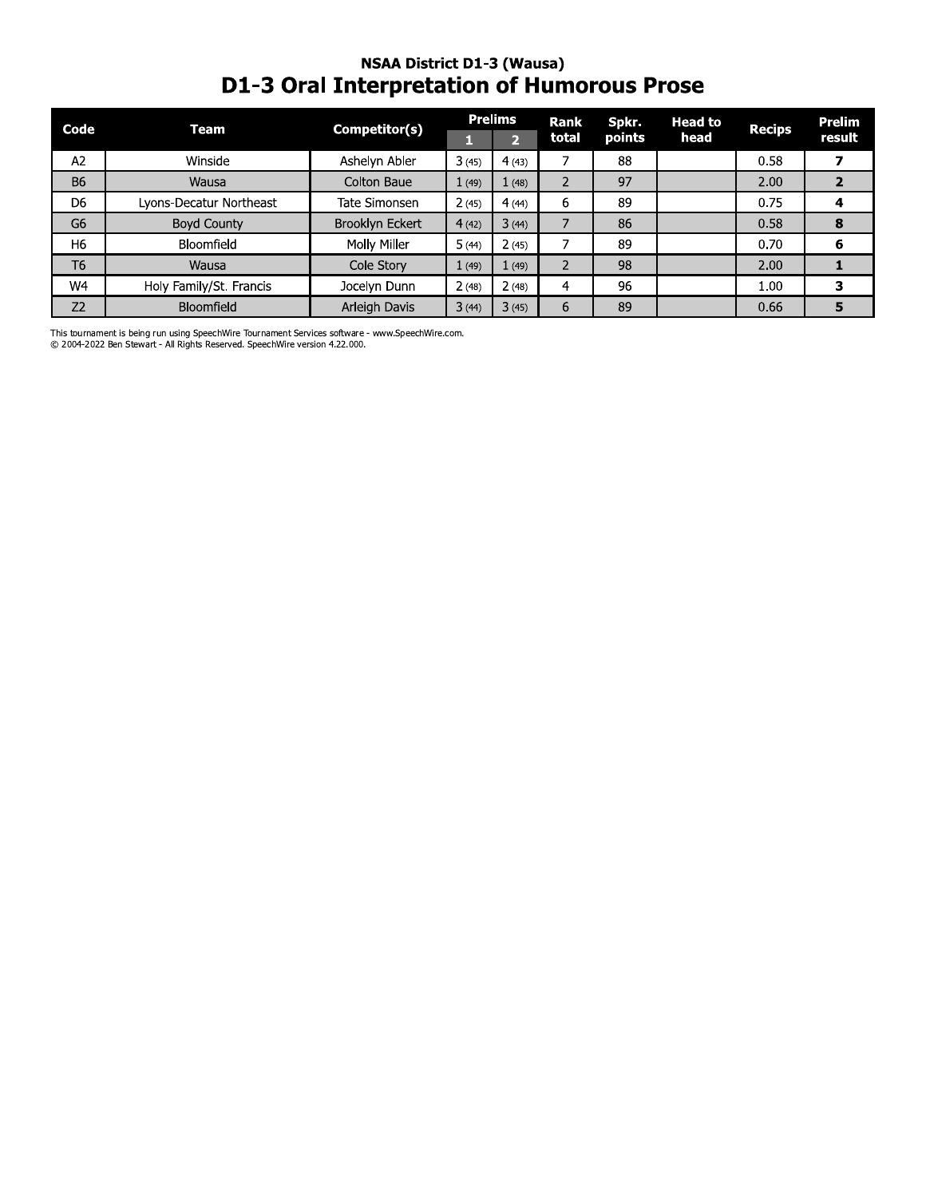## NSAA District D1-3 (Wausa)

# D1-3 Oral Interpretation of Humorous Prose

| Code | Team | Competitor(s) | Prelims | | Rank total | Spkr. points | Head to head | Recips | Prelim result |
|---|---|---|---|---|---|---|---|---|---|
| | | | 1 | 2 | | | | | |
| A2 | Winside | Ashelyn Abler | 3 (45) | 4 (43) | 7 | 88 | | 0.58 | **7** |
| B6 | Wausa | Colton Baue | 1 (49) | 1 (48) | 2 | 97 | | 2.00 | **2** |
| D6 | Lyons-Decatur Northeast | Tate Simonsen | 2 (45) | 4 (44) | 6 | 89 | | 0.75 | **4** |
| G6 | Boyd County | Brooklyn Eckert | 4 (42) | 3 (44) | 7 | 86 | | 0.58 | **8** |
| H6 | Bloomfield | Molly Miller | 5 (44) | 2 (45) | 7 | 89 | | 0.70 | **6** |
| T6 | Wausa | Cole Story | 1 (49) | 1 (49) | 2 | 98 | | 2.00 | **1** |
| W4 | Holy Family/St. Francis | Jocelyn Dunn | 2 (48) | 2 (48) | 4 | 96 | | 1.00 | **3** |
| Z2 | Bloomfield | Arleigh Davis | 3 (44) | 3 (45) | 6 | 89 | | 0.66 | **5** |

This tournament is being run using SpeechWire Tournament Services software - www.SpeechWire.com.
© 2004-2022 Ben Stewart - All Rights Reserved. SpeechWire version 4.22.000.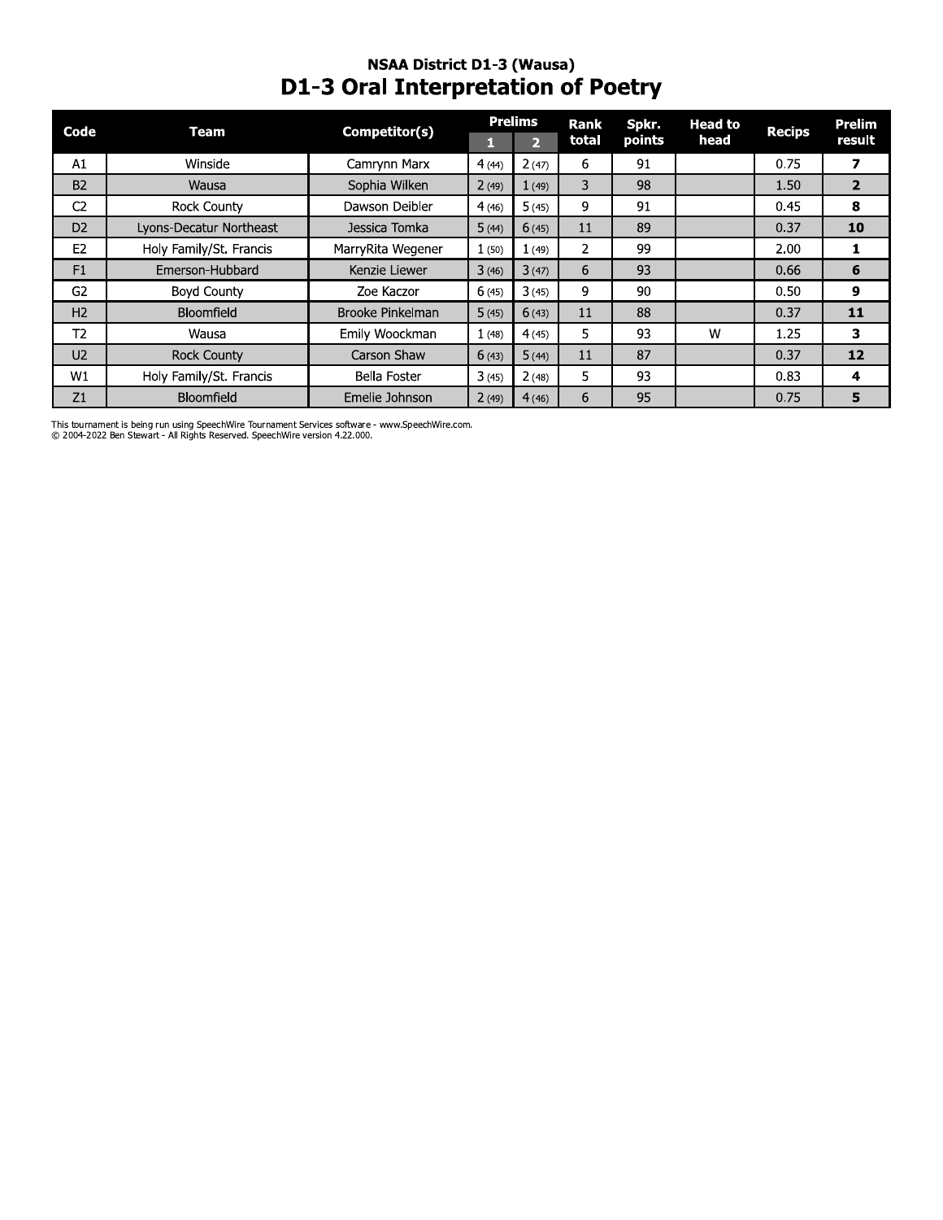### NSAA District D1-3 (Wausa)

# D1-3 Oral Interpretation of Poetry

| Code | Team | Competitor(s) | Prelims | | Rank total | Spkr. points | Head to head | Recips | Prelim result |
|---|---|---|---|---|---|---|---|---|---|
| | | | 1 | 2 | | | | | |
| A1 | Winside | Camrynn Marx | 4 (44) | 2 (47) | 6 | 91 | | 0.75 | **7** |
| B2 | Wausa | Sophia Wilken | 2 (49) | 1 (49) | 3 | 98 | | 1.50 | **2** |
| C2 | Rock County | Dawson Deibler | 4 (46) | 5 (45) | 9 | 91 | | 0.45 | **8** |
| D2 | Lyons-Decatur Northeast | Jessica Tomka | 5 (44) | 6 (45) | 11 | 89 | | 0.37 | **10** |
| E2 | Holy Family/St. Francis | MarryRita Wegener | 1 (50) | 1 (49) | 2 | 99 | | 2.00 | **1** |
| F1 | Emerson-Hubbard | Kenzie Liewer | 3 (46) | 3 (47) | 6 | 93 | | 0.66 | **6** |
| G2 | Boyd County | Zoe Kaczor | 6 (45) | 3 (45) | 9 | 90 | | 0.50 | **9** |
| H2 | Bloomfield | Brooke Pinkelman | 5 (45) | 6 (43) | 11 | 88 | | 0.37 | **11** |
| T2 | Wausa | Emily Woockman | 1 (48) | 4 (45) | 5 | 93 | W | 1.25 | **3** |
| U2 | Rock County | Carson Shaw | 6 (43) | 5 (44) | 11 | 87 | | 0.37 | **12** |
| W1 | Holy Family/St. Francis | Bella Foster | 3 (45) | 2 (48) | 5 | 93 | | 0.83 | **4** |
| Z1 | Bloomfield | Emelie Johnson | 2 (49) | 4 (46) | 6 | 95 | | 0.75 | **5** |

This tournament is being run using SpeechWire Tournament Services software - www.SpeechWire.com.
© 2004-2022 Ben Stewart - All Rights Reserved. SpeechWire version 4.22.000.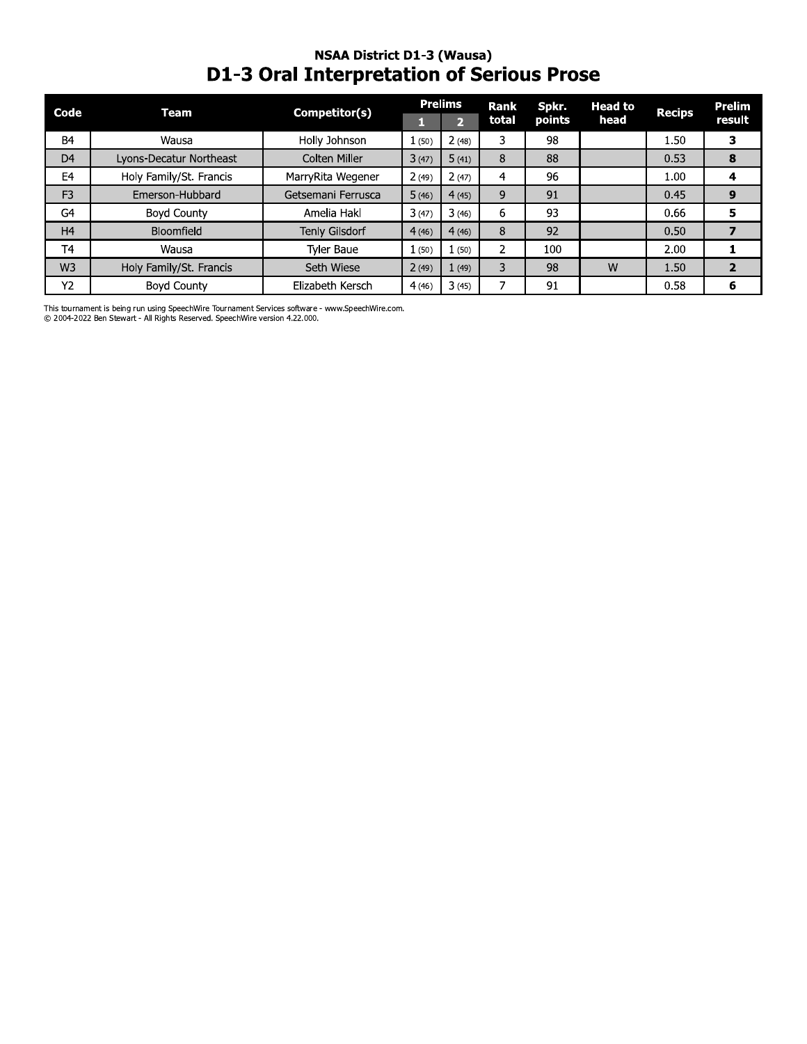### NSAA District D1-3 (Wausa)

# D1-3 Oral Interpretation of Serious Prose

| Code | Team | Competitor(s) | Prelims | | Rank total | Spkr. points | Head to head | Recips | Prelim result |
|---|---|---|---|---|---|---|---|---|---|
| | | | 1 | 2 | | | | | |
| B4 | Wausa | Holly Johnson | 1 (50) | 2 (48) | 3 | 98 | | 1.50 | **3** |
| D4 | Lyons-Decatur Northeast | Colten Miller | 3 (47) | 5 (41) | 8 | 88 | | 0.53 | **8** |
| E4 | Holy Family/St. Francis | MarryRita Wegener | 2 (49) | 2 (47) | 4 | 96 | | 1.00 | **4** |
| F3 | Emerson-Hubbard | Getsemani Ferrusca | 5 (46) | 4 (45) | 9 | 91 | | 0.45 | **9** |
| G4 | Boyd County | Amelia Hakl | 3 (47) | 3 (46) | 6 | 93 | | 0.66 | **5** |
| H4 | Bloomfield | Tenly Gilsdorf | 4 (46) | 4 (46) | 8 | 92 | | 0.50 | **7** |
| T4 | Wausa | Tyler Baue | 1 (50) | 1 (50) | 2 | 100 | | 2.00 | **1** |
| W3 | Holy Family/St. Francis | Seth Wiese | 2 (49) | 1 (49) | 3 | 98 | W | 1.50 | **2** |
| Y2 | Boyd County | Elizabeth Kersch | 4 (46) | 3 (45) | 7 | 91 | | 0.58 | **6** |

This tournament is being run using SpeechWire Tournament Services software - www.SpeechWire.com.
© 2004-2022 Ben Stewart - All Rights Reserved. SpeechWire version 4.22.000.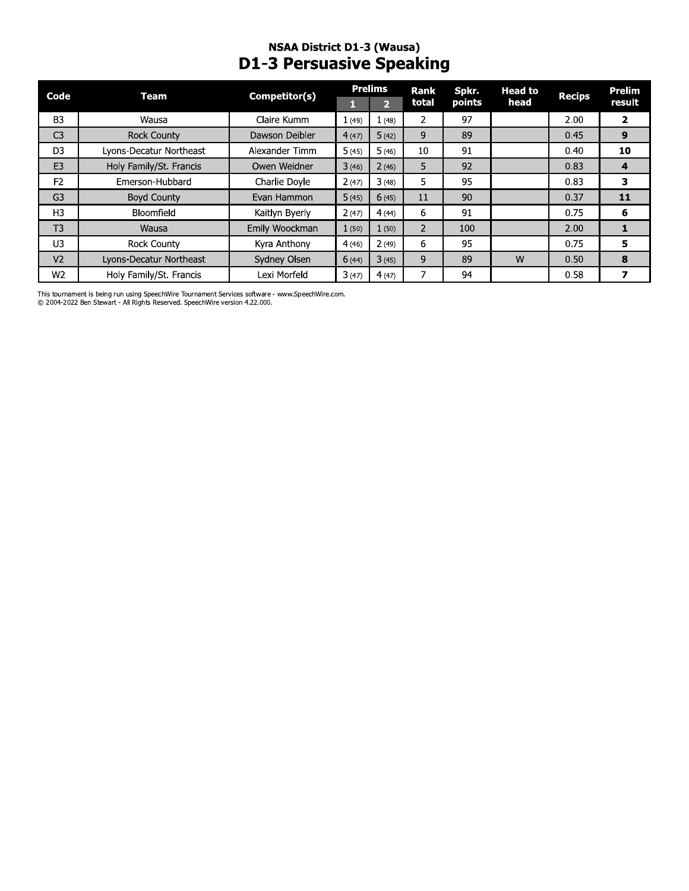### NSAA District D1-3 (Wausa)

# D1-3 Persuasive Speaking

| Code | Team | Competitor(s) | Prelims | | Rank total | Spkr. points | Head to head | Recips | Prelim result |
|---|---|---|---|---|---|---|---|---|---|
| | | | 1 | 2 | | | | | |
| B3 | Wausa | Claire Kumm | 1 (49) | 1 (48) | 2 | 97 | | 2.00 | **2** |
| C3 | Rock County | Dawson Deibler | 4 (47) | 5 (42) | 9 | 89 | | 0.45 | **9** |
| D3 | Lyons-Decatur Northeast | Alexander Timm | 5 (45) | 5 (46) | 10 | 91 | | 0.40 | **10** |
| E3 | Holy Family/St. Francis | Owen Weidner | 3 (46) | 2 (46) | 5 | 92 | | 0.83 | **4** |
| F2 | Emerson-Hubbard | Charlie Doyle | 2 (47) | 3 (48) | 5 | 95 | | 0.83 | **3** |
| G3 | Boyd County | Evan Hammon | 5 (45) | 6 (45) | 11 | 90 | | 0.37 | **11** |
| H3 | Bloomfield | Kaitlyn Byerly | 2 (47) | 4 (44) | 6 | 91 | | 0.75 | **6** |
| T3 | Wausa | Emily Woockman | 1 (50) | 1 (50) | 2 | 100 | | 2.00 | **1** |
| U3 | Rock County | Kyra Anthony | 4 (46) | 2 (49) | 6 | 95 | | 0.75 | **5** |
| V2 | Lyons-Decatur Northeast | Sydney Olsen | 6 (44) | 3 (45) | 9 | 89 | W | 0.50 | **8** |
| W2 | Holy Family/St. Francis | Lexi Morfeld | 3 (47) | 4 (47) | 7 | 94 | | 0.58 | **7** |

This tournament is being run using SpeechWire Tournament Services software - www.SpeechWire.com.
© 2004-2022 Ben Stewart - All Rights Reserved. SpeechWire version 4.22.000.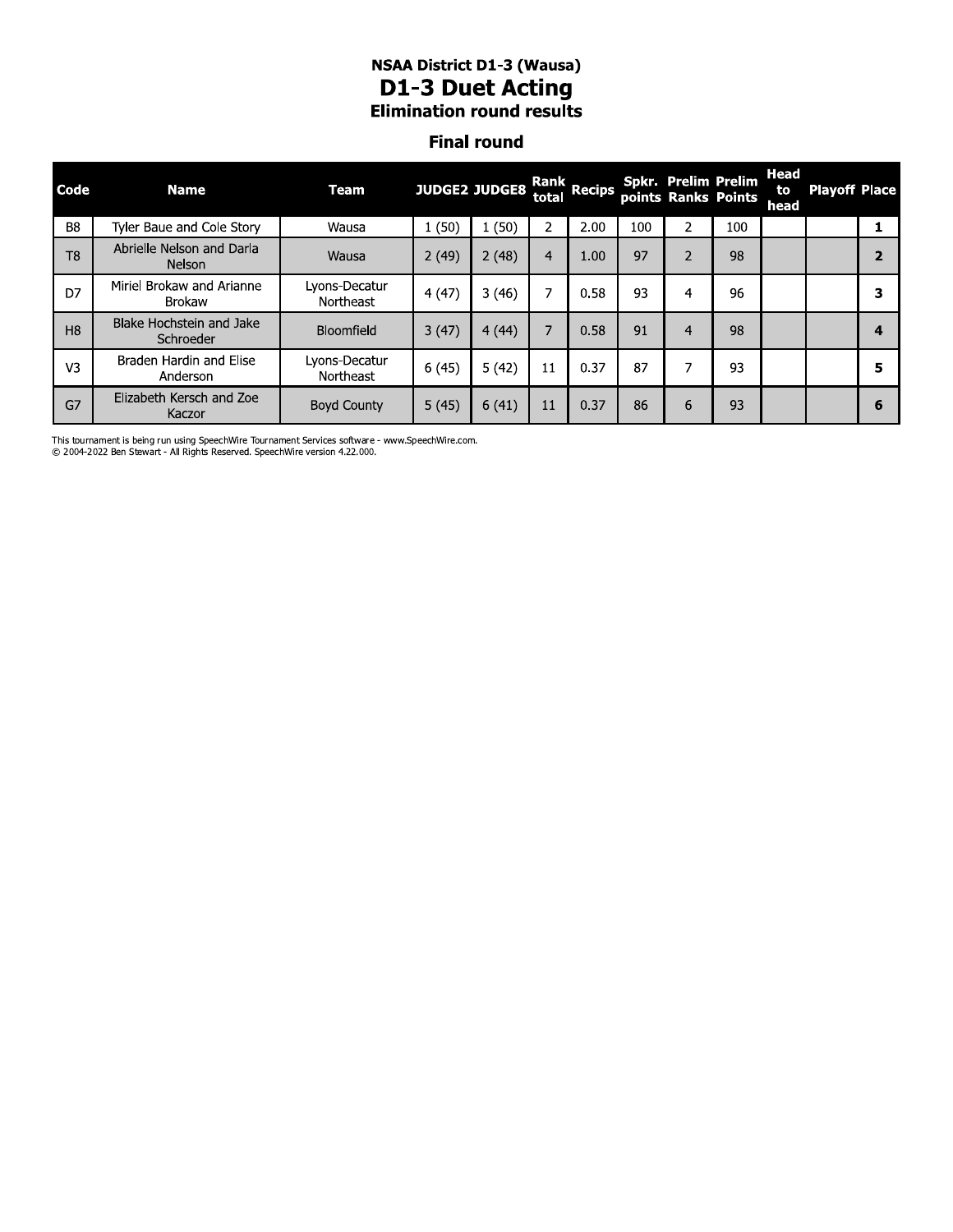### NSAA District D1-3 (Wausa)

# D1-3 Duet Acting

### Elimination round results

### Final round

| Code | Name | Team | JUDGE2 | JUDGE8 | Rank total | Recips | Spkr. points | Prelim Ranks | Prelim Points | Head to head | Playoff | Place |
|---|---|---|---|---|---|---|---|---|---|---|---|---|
| B8 | Tyler Baue and Cole Story | Wausa | 1 (50) | 1 (50) | 2 | 2.00 | 100 | 2 | 100 | | | **1** |
| T8 | Abrielle Nelson and Darla Nelson | Wausa | 2 (49) | 2 (48) | 4 | 1.00 | 97 | 2 | 98 | | | **2** |
| D7 | Miriel Brokaw and Arianne Brokaw | Lyons-Decatur Northeast | 4 (47) | 3 (46) | 7 | 0.58 | 93 | 4 | 96 | | | **3** |
| H8 | Blake Hochstein and Jake Schroeder | Bloomfield | 3 (47) | 4 (44) | 7 | 0.58 | 91 | 4 | 98 | | | **4** |
| V3 | Braden Hardin and Elise Anderson | Lyons-Decatur Northeast | 6 (45) | 5 (42) | 11 | 0.37 | 87 | 7 | 93 | | | **5** |
| G7 | Elizabeth Kersch and Zoe Kaczor | Boyd County | 5 (45) | 6 (41) | 11 | 0.37 | 86 | 6 | 93 | | | **6** |

This tournament is being run using SpeechWire Tournament Services software - www.SpeechWire.com.
© 2004-2022 Ben Stewart - All Rights Reserved. SpeechWire version 4.22.000.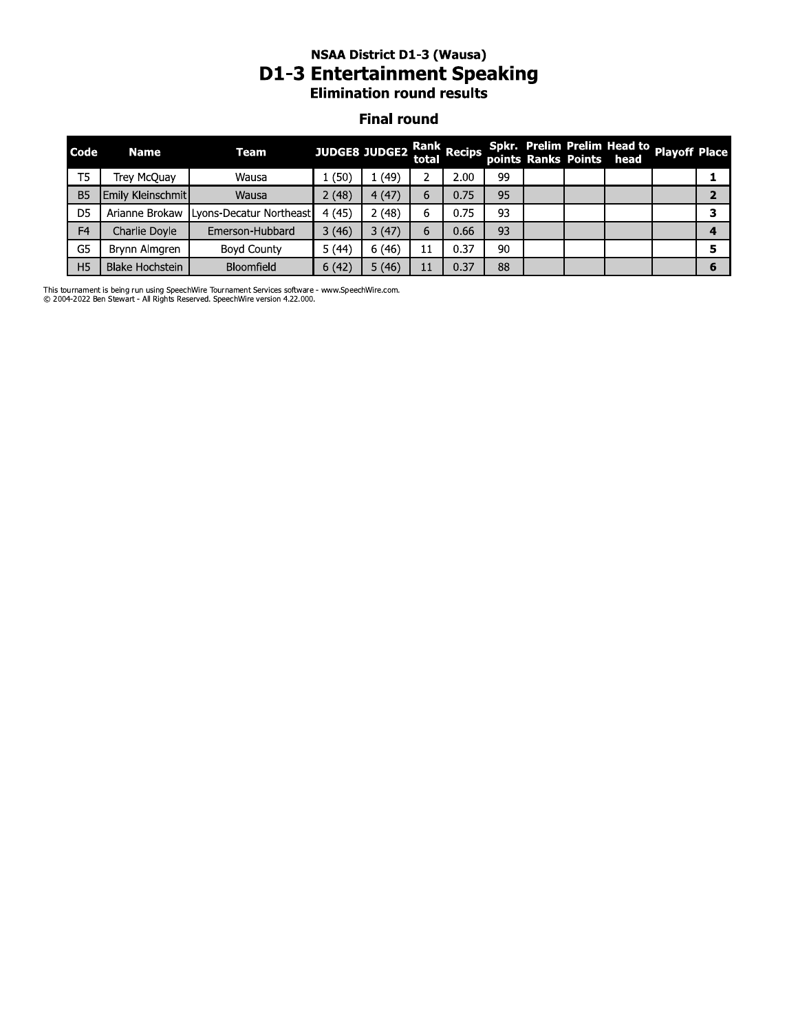### NSAA District D1-3 (Wausa)

# D1-3 Entertainment Speaking

### Elimination round results

### Final round

| Code | Name | Team | JUDGE8 | JUDGE2 | Rank total | Recips | Spkr. points | Prelim Ranks | Prelim Points | Head to head | Playoff | Place |
|---|---|---|---|---|---|---|---|---|---|---|---|---|
| T5 | Trey McQuay | Wausa | 1 (50) | 1 (49) | 2 | 2.00 | 99 | | | | | 1 |
| B5 | Emily Kleinschmit | Wausa | 2 (48) | 4 (47) | 6 | 0.75 | 95 | | | | | 2 |
| D5 | Arianne Brokaw | Lyons-Decatur Northeast | 4 (45) | 2 (48) | 6 | 0.75 | 93 | | | | | 3 |
| F4 | Charlie Doyle | Emerson-Hubbard | 3 (46) | 3 (47) | 6 | 0.66 | 93 | | | | | 4 |
| G5 | Brynn Almgren | Boyd County | 5 (44) | 6 (46) | 11 | 0.37 | 90 | | | | | 5 |
| H5 | Blake Hochstein | Bloomfield | 6 (42) | 5 (46) | 11 | 0.37 | 88 | | | | | 6 |

This tournament is being run using SpeechWire Tournament Services software - www.SpeechWire.com.
© 2004-2022 Ben Stewart - All Rights Reserved. SpeechWire version 4.22.000.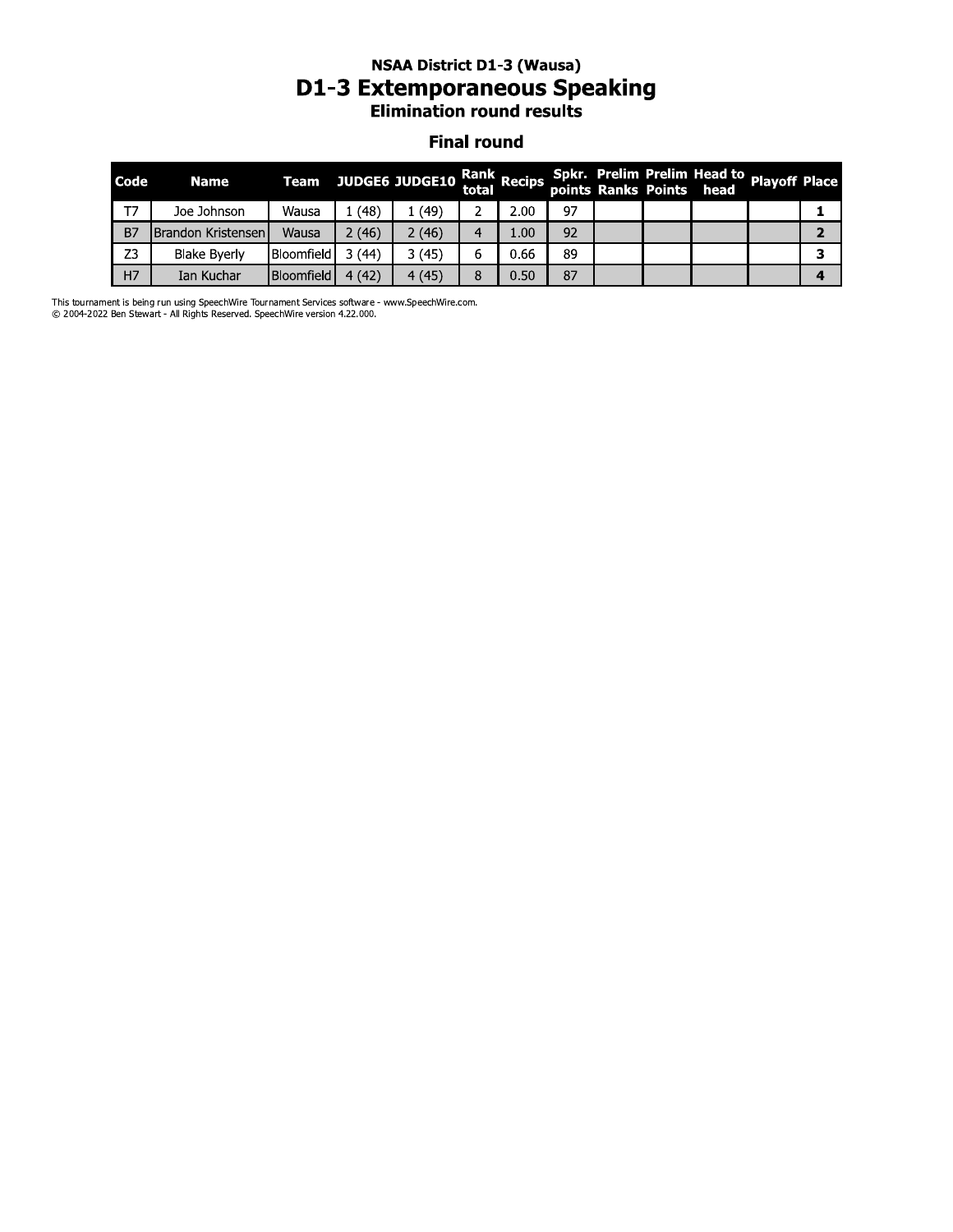### NSAA District D1-3 (Wausa)

# D1-3 Extemporaneous Speaking

### Elimination round results

### Final round

| Code | Name | Team | JUDGE6 | JUDGE10 | Rank total | Recips | Spkr. points | Prelim Ranks | Prelim Points | Head to head | Playoff | Place |
|---|---|---|---|---|---|---|---|---|---|---|---|---|
| T7 | Joe Johnson | Wausa | 1 (48) | 1 (49) | 2 | 2.00 | 97 | | | | | **1** |
| B7 | Brandon Kristensen | Wausa | 2 (46) | 2 (46) | 4 | 1.00 | 92 | | | | | **2** |
| Z3 | Blake Byerly | Bloomfield | 3 (44) | 3 (45) | 6 | 0.66 | 89 | | | | | **3** |
| H7 | Ian Kuchar | Bloomfield | 4 (42) | 4 (45) | 8 | 0.50 | 87 | | | | | **4** |

This tournament is being run using SpeechWire Tournament Services software - www.SpeechWire.com.
© 2004-2022 Ben Stewart - All Rights Reserved. SpeechWire version 4.22.000.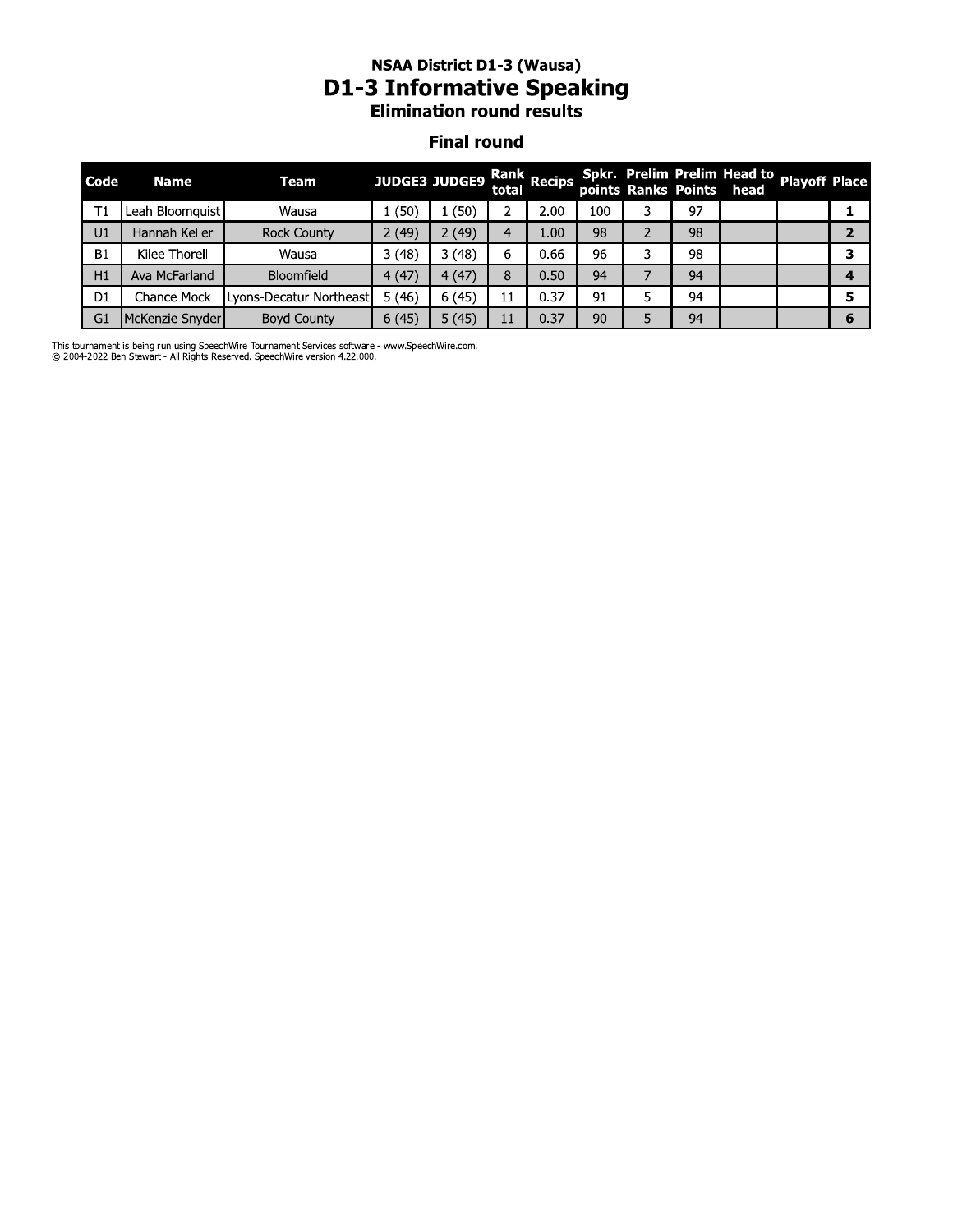# NSAA District D1-3 (Wausa)
# D1-3 Informative Speaking
### Elimination round results

### Final round

| Code | Name | Team | JUDGE3 | JUDGE9 | Rank total | Recips | Spkr. points | Prelim Ranks | Prelim Points | Head to head | Playoff | Place |
|---|---|---|---|---|---|---|---|---|---|---|---|---|
| T1 | Leah Bloomquist | Wausa | 1 (50) | 1 (50) | 2 | 2.00 | 100 | 3 | 97 | | | **1** |
| U1 | Hannah Keller | Rock County | 2 (49) | 2 (49) | 4 | 1.00 | 98 | 2 | 98 | | | **2** |
| B1 | Kilee Thorell | Wausa | 3 (48) | 3 (48) | 6 | 0.66 | 96 | 3 | 98 | | | **3** |
| H1 | Ava McFarland | Bloomfield | 4 (47) | 4 (47) | 8 | 0.50 | 94 | 7 | 94 | | | **4** |
| D1 | Chance Mock | Lyons-Decatur Northeast | 5 (46) | 6 (45) | 11 | 0.37 | 91 | 5 | 94 | | | **5** |
| G1 | McKenzie Snyder | Boyd County | 6 (45) | 5 (45) | 11 | 0.37 | 90 | 5 | 94 | | | **6** |

This tournament is being run using SpeechWire Tournament Services software - www.SpeechWire.com.
© 2004-2022 Ben Stewart - All Rights Reserved. SpeechWire version 4.22.000.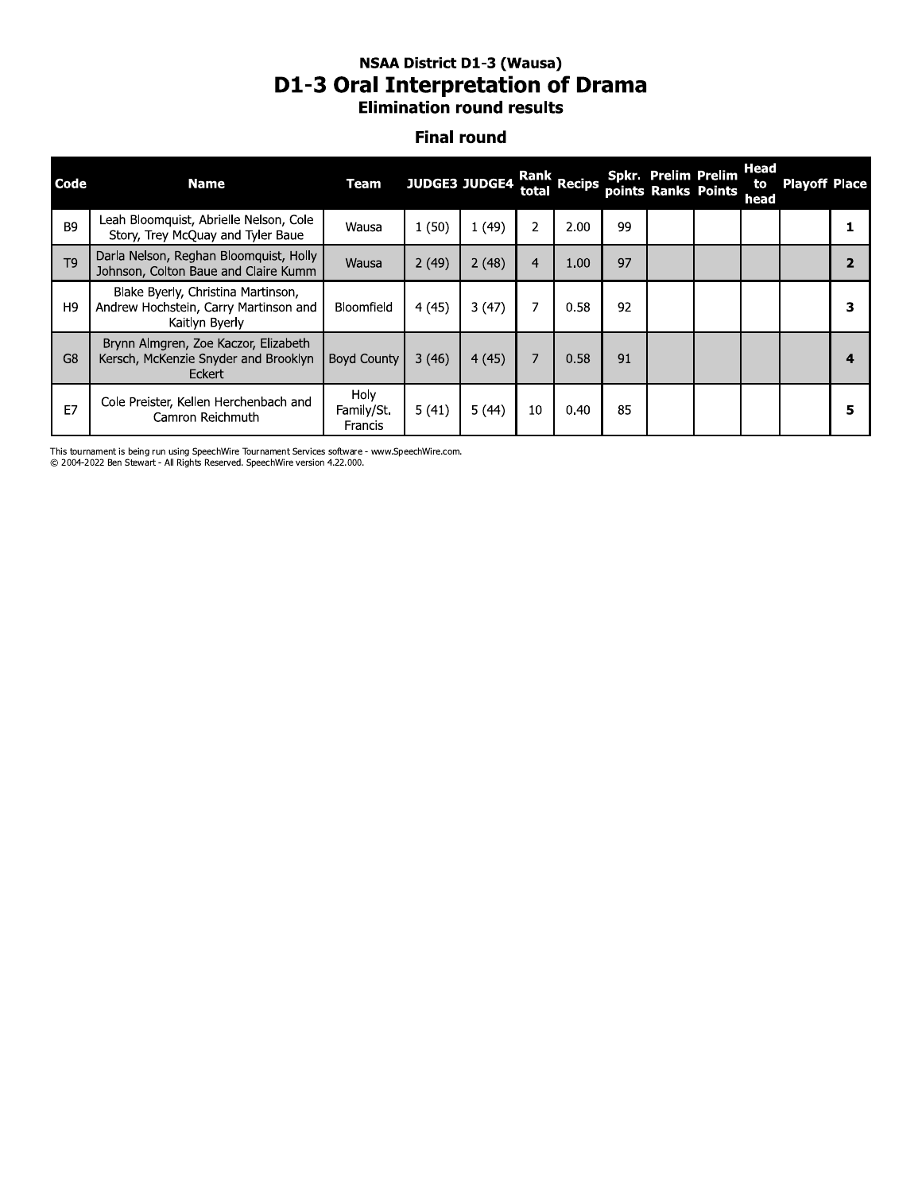# NSAA District D1-3 (Wausa)

## D1-3 Oral Interpretation of Drama

### Elimination round results

#### Final round

| Code | Name | Team | JUDGE3 | JUDGE4 | Rank total | Recips | Spkr. points | Prelim Ranks | Prelim Points | Head to head | Playoff | Place |
|---|---|---|---|---|---|---|---|---|---|---|---|---|
| B9 | Leah Bloomquist, Abrielle Nelson, Cole Story, Trey McQuay and Tyler Baue | Wausa | 1 (50) | 1 (49) | 2 | 2.00 | 99 | | | | | 1 |
| T9 | Darla Nelson, Reghan Bloomquist, Holly Johnson, Colton Baue and Claire Kumm | Wausa | 2 (49) | 2 (48) | 4 | 1.00 | 97 | | | | | 2 |
| H9 | Blake Byerly, Christina Martinson, Andrew Hochstein, Carry Martinson and Kaitlyn Byerly | Bloomfield | 4 (45) | 3 (47) | 7 | 0.58 | 92 | | | | | 3 |
| G8 | Brynn Almgren, Zoe Kaczor, Elizabeth Kersch, McKenzie Snyder and Brooklyn Eckert | Boyd County | 3 (46) | 4 (45) | 7 | 0.58 | 91 | | | | | 4 |
| E7 | Cole Preister, Kellen Herchenbach and Camron Reichmuth | Holy Family/St. Francis | 5 (41) | 5 (44) | 10 | 0.40 | 85 | | | | | 5 |

This tournament is being run using SpeechWire Tournament Services software - www.SpeechWire.com.
© 2004-2022 Ben Stewart - All Rights Reserved. SpeechWire version 4.22.000.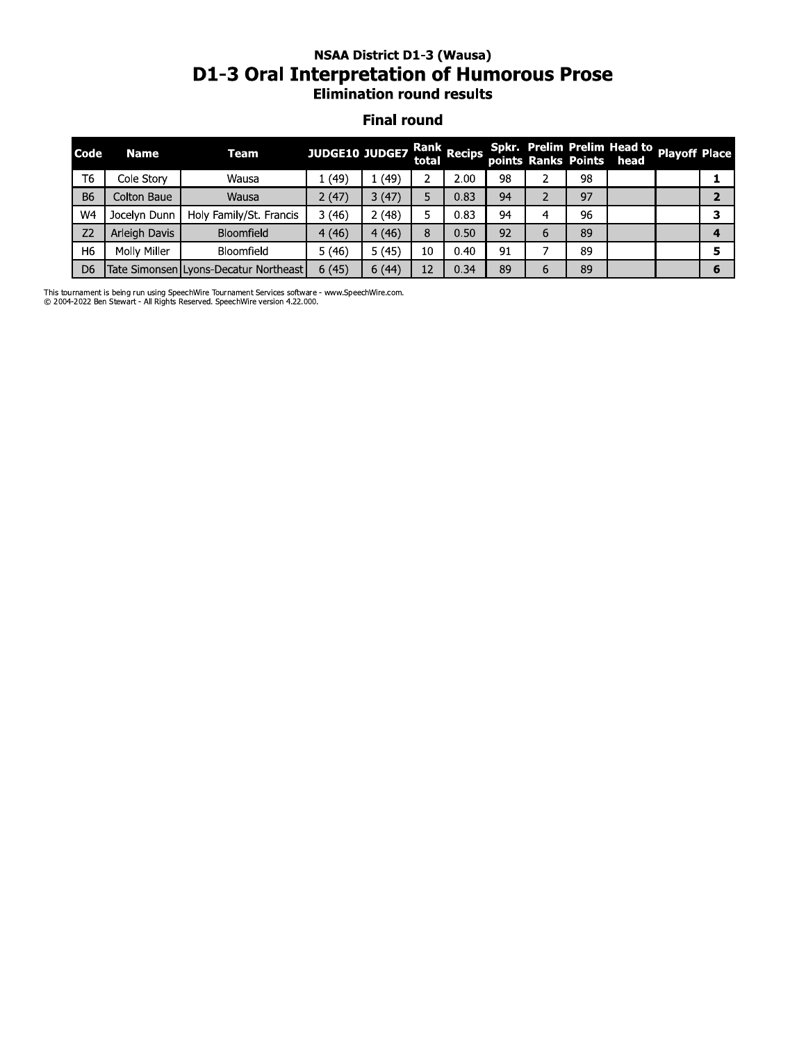### NSAA District D1-3 (Wausa)

# D1-3 Oral Interpretation of Humorous Prose

### Elimination round results

### Final round

| Code | Name | Team | JUDGE10 | JUDGE7 | Rank total | Recips | Spkr. points | Prelim Ranks | Prelim Points | Head to head | Playoff | Place |
|---|---|---|---|---|---|---|---|---|---|---|---|---|
| T6 | Cole Story | Wausa | 1 (49) | 1 (49) | 2 | 2.00 | 98 | 2 | 98 | | | 1 |
| B6 | Colton Baue | Wausa | 2 (47) | 3 (47) | 5 | 0.83 | 94 | 2 | 97 | | | 2 |
| W4 | Jocelyn Dunn | Holy Family/St. Francis | 3 (46) | 2 (48) | 5 | 0.83 | 94 | 4 | 96 | | | 3 |
| Z2 | Arleigh Davis | Bloomfield | 4 (46) | 4 (46) | 8 | 0.50 | 92 | 6 | 89 | | | 4 |
| H6 | Molly Miller | Bloomfield | 5 (46) | 5 (45) | 10 | 0.40 | 91 | 7 | 89 | | | 5 |
| D6 | Tate Simonsen | Lyons-Decatur Northeast | 6 (45) | 6 (44) | 12 | 0.34 | 89 | 6 | 89 | | | 6 |

This tournament is being run using SpeechWire Tournament Services software - www.SpeechWire.com.
© 2004-2022 Ben Stewart - All Rights Reserved. SpeechWire version 4.22.000.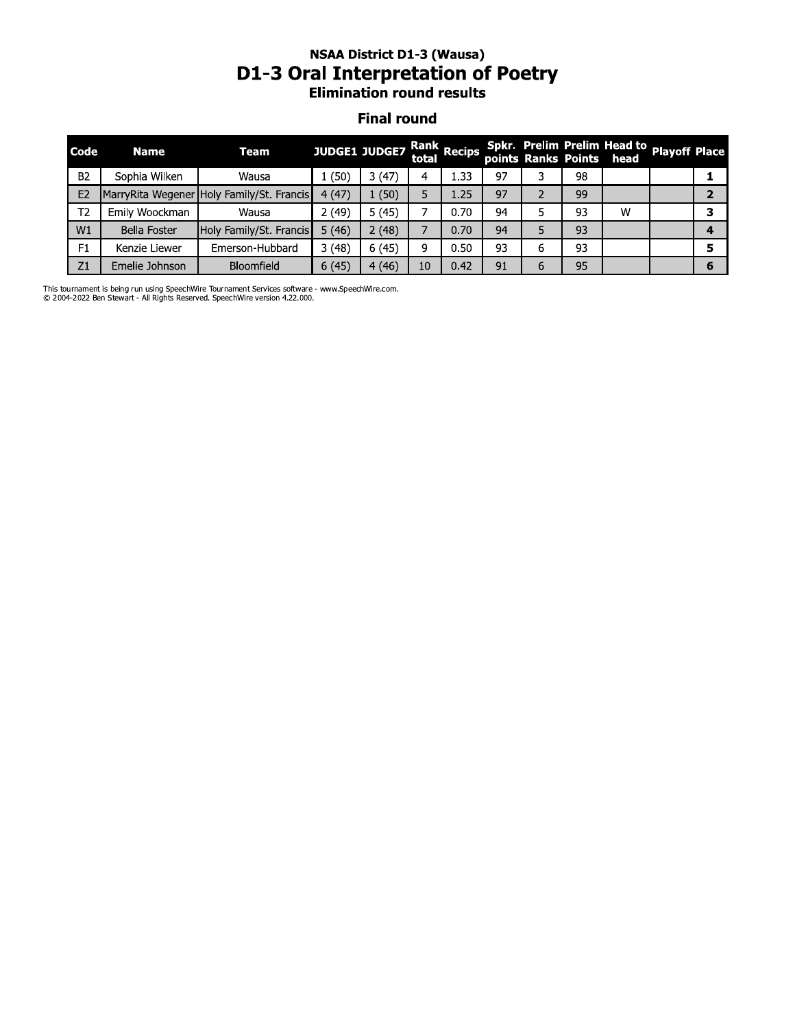### NSAA District D1-3 (Wausa)

# D1-3 Oral Interpretation of Poetry

### Elimination round results

### Final round

| Code | Name | Team | JUDGE1 | JUDGE7 | Rank total | Recips | Spkr. points | Prelim Ranks | Prelim Points | Head to head | Playoff | Place |
|---|---|---|---|---|---|---|---|---|---|---|---|---|
| B2 | Sophia Wilken | Wausa | 1 (50) | 3 (47) | 4 | 1.33 | 97 | 3 | 98 | | | 1 |
| E2 | MarryRita Wegener | Holy Family/St. Francis | 4 (47) | 1 (50) | 5 | 1.25 | 97 | 2 | 99 | | | 2 |
| T2 | Emily Woockman | Wausa | 2 (49) | 5 (45) | 7 | 0.70 | 94 | 5 | 93 | W | | 3 |
| W1 | Bella Foster | Holy Family/St. Francis | 5 (46) | 2 (48) | 7 | 0.70 | 94 | 5 | 93 | | | 4 |
| F1 | Kenzie Liewer | Emerson-Hubbard | 3 (48) | 6 (45) | 9 | 0.50 | 93 | 6 | 93 | | | 5 |
| Z1 | Emelie Johnson | Bloomfield | 6 (45) | 4 (46) | 10 | 0.42 | 91 | 6 | 95 | | | 6 |

This tournament is being run using SpeechWire Tournament Services software - www.SpeechWire.com.
© 2004-2022 Ben Stewart - All Rights Reserved. SpeechWire version 4.22.000.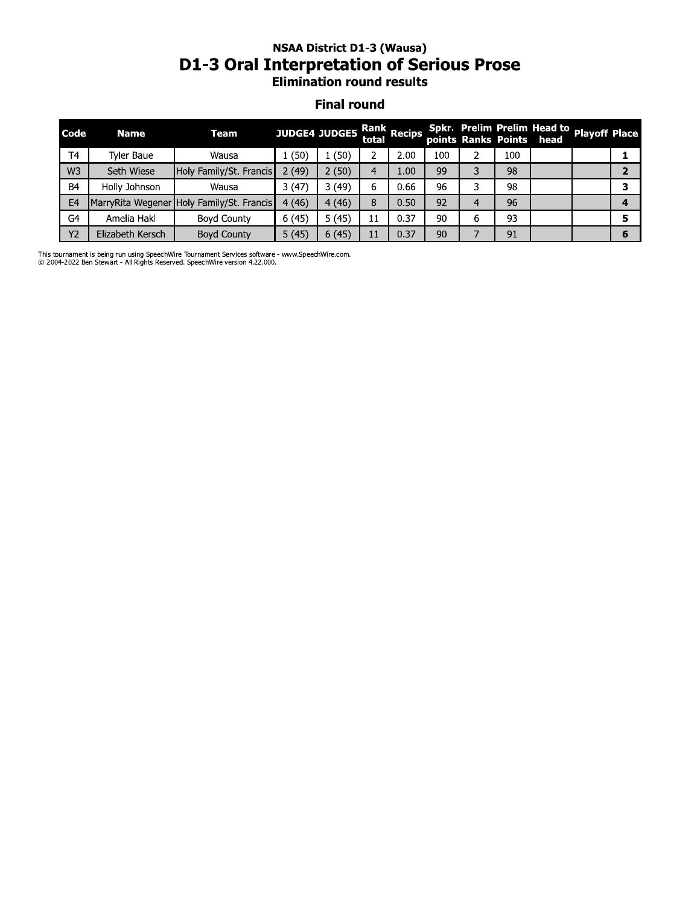### NSAA District D1-3 (Wausa)

# D1-3 Oral Interpretation of Serious Prose

### Elimination round results

### Final round

| Code | Name | Team | JUDGE4 | JUDGE5 | Rank total | Recips | Spkr. points | Prelim Ranks | Prelim Points | Head to head | Playoff | Place |
|---|---|---|---|---|---|---|---|---|---|---|---|---|
| T4 | Tyler Baue | Wausa | 1 (50) | 1 (50) | 2 | 2.00 | 100 | 2 | 100 | | | 1 |
| W3 | Seth Wiese | Holy Family/St. Francis | 2 (49) | 2 (50) | 4 | 1.00 | 99 | 3 | 98 | | | 2 |
| B4 | Holly Johnson | Wausa | 3 (47) | 3 (49) | 6 | 0.66 | 96 | 3 | 98 | | | 3 |
| E4 | MarryRita Wegener | Holy Family/St. Francis | 4 (46) | 4 (46) | 8 | 0.50 | 92 | 4 | 96 | | | 4 |
| G4 | Amelia Hakl | Boyd County | 6 (45) | 5 (45) | 11 | 0.37 | 90 | 6 | 93 | | | 5 |
| Y2 | Elizabeth Kersch | Boyd County | 5 (45) | 6 (45) | 11 | 0.37 | 90 | 7 | 91 | | | 6 |

This tournament is being run using SpeechWire Tournament Services software - www.SpeechWire.com.
© 2004-2022 Ben Stewart - All Rights Reserved. SpeechWire version 4.22.000.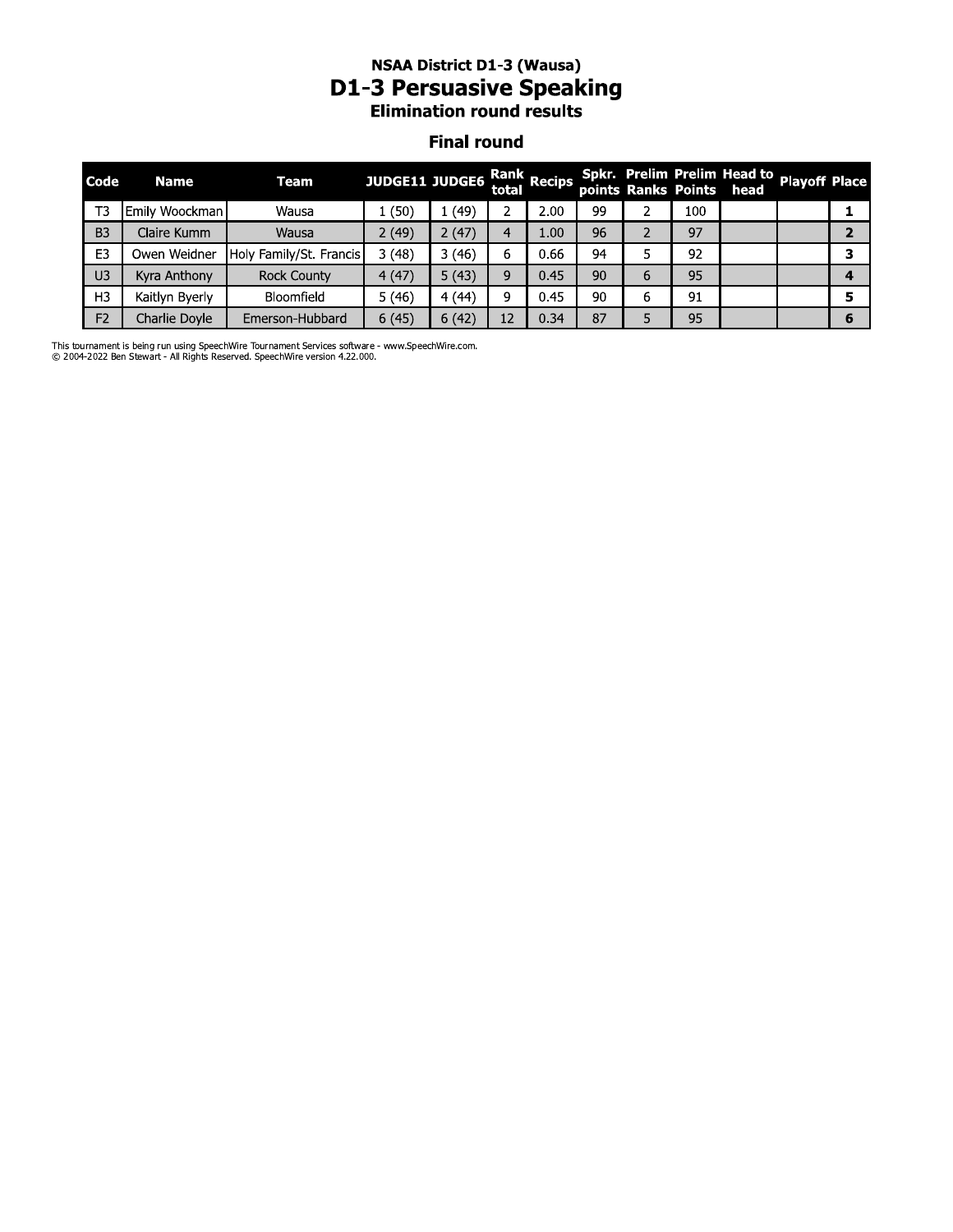### NSAA District D1-3 (Wausa)

# D1-3 Persuasive Speaking

### Elimination round results

### Final round

| Code | Name | Team | JUDGE11 | JUDGE6 | Rank total | Recips | Spkr. points | Prelim Ranks | Prelim Points | Head to head | Playoff | Place |
|---|---|---|---|---|---|---|---|---|---|---|---|---|
| T3 | Emily Woockman | Wausa | 1 (50) | 1 (49) | 2 | 2.00 | 99 | 2 | 100 | | | **1** |
| B3 | Claire Kumm | Wausa | 2 (49) | 2 (47) | 4 | 1.00 | 96 | 2 | 97 | | | **2** |
| E3 | Owen Weidner | Holy Family/St. Francis | 3 (48) | 3 (46) | 6 | 0.66 | 94 | 5 | 92 | | | **3** |
| U3 | Kyra Anthony | Rock County | 4 (47) | 5 (43) | 9 | 0.45 | 90 | 6 | 95 | | | **4** |
| H3 | Kaitlyn Byerly | Bloomfield | 5 (46) | 4 (44) | 9 | 0.45 | 90 | 6 | 91 | | | **5** |
| F2 | Charlie Doyle | Emerson-Hubbard | 6 (45) | 6 (42) | 12 | 0.34 | 87 | 5 | 95 | | | **6** |

This tournament is being run using SpeechWire Tournament Services software - www.SpeechWire.com.
© 2004-2022 Ben Stewart - All Rights Reserved. SpeechWire version 4.22.000.